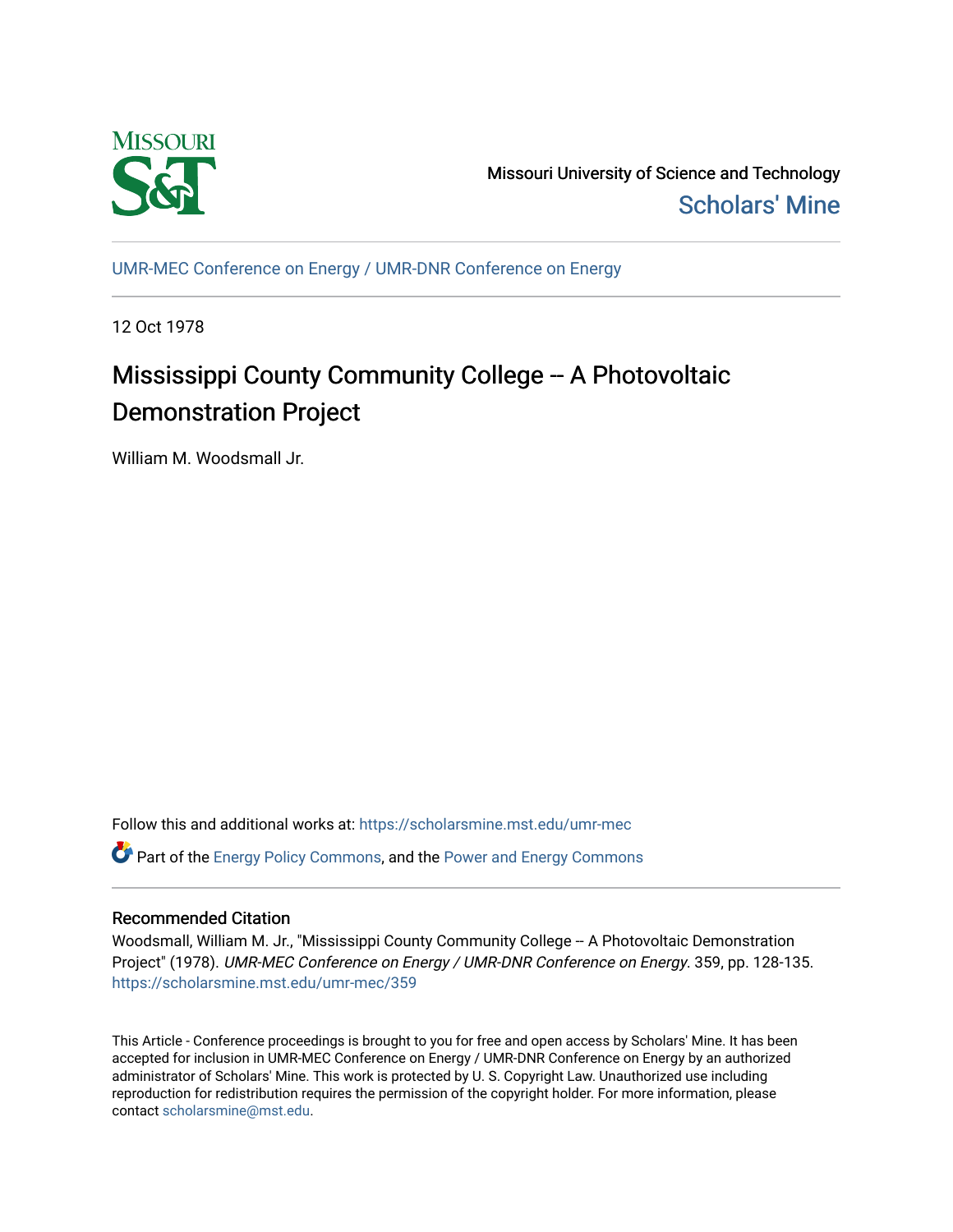Missouri University of Science and Technology

Scholars' Mine

UMR-MEC Conference on Energy / UMR-DNR Conference on Energy

12 Oct 1978

# Mississippi County Community College -- A Photovoltaic Demonstration Project

William M. Woodsmall Jr.

Follow this and additional works at: https://scholarsmine.mst.edu/umr-mec

Part of the Energy Policy Commons, and the Power and Energy Commons

## Recommended Citation

Woodsmall, William M. Jr., "Mississippi County Community College -- A Photovoltaic Demonstration Project" (1978). *UMR-MEC Conference on Energy / UMR-DNR Conference on Energy*. 359, pp. 128-135. https://scholarsmine.mst.edu/umr-mec/359

This Article - Conference proceedings is brought to you for free and open access by Scholars' Mine. It has been accepted for inclusion in UMR-MEC Conference on Energy / UMR-DNR Conference on Energy by an authorized administrator of Scholars' Mine. This work is protected by U. S. Copyright Law. Unauthorized use including reproduction for redistribution requires the permission of the copyright holder. For more information, please contact scholarsmine@mst.edu.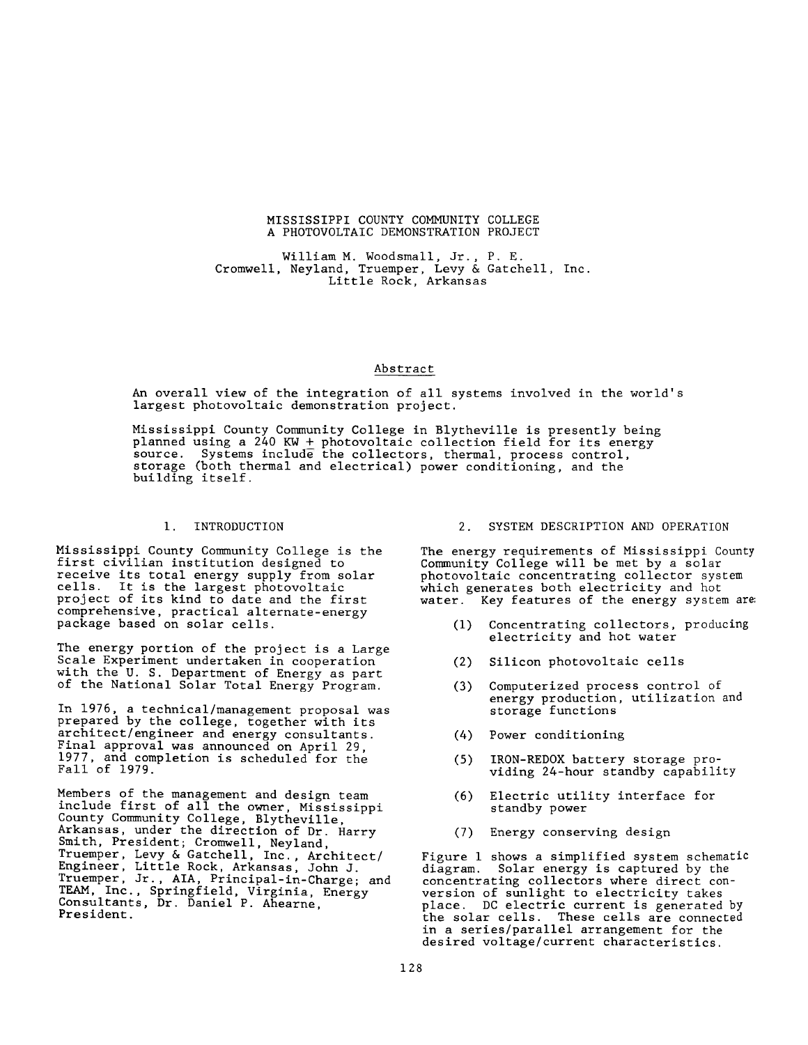# MISSISSIPPI COUNTY COMMUNITY COLLEGE
# A PHOTOVOLTAIC DEMONSTRATION PROJECT

William M. Woodsmall, Jr., P. E.
Cromwell, Neyland, Truemper, Levy & Gatchell, Inc.
Little Rock, Arkansas

## Abstract

An overall view of the integration of all systems involved in the world's largest photovoltaic demonstration project.

Mississippi County Community College in Blytheville is presently being planned using a 240 KW $\pm$ photovoltaic collection field for its energy source. Systems include the collectors, thermal, process control, storage (both thermal and electrical) power conditioning, and the building itself.

## 1. INTRODUCTION

Mississippi County Community College is the first civilian institution designed to receive its total energy supply from solar cells. It is the largest photovoltaic project of its kind to date and the first comprehensive, practical alternate-energy package based on solar cells.

The energy portion of the project is a Large Scale Experiment undertaken in cooperation with the U. S. Department of Energy as part of the National Solar Total Energy Program.

In 1976, a technical/management proposal was prepared by the college, together with its architect/engineer and energy consultants. Final approval was announced on April 29, 1977, and completion is scheduled for the Fall of 1979.

Members of the management and design team include first of all the owner, Mississippi County Community College, Blytheville, Arkansas, under the direction of Dr. Harry Smith, President; Cromwell, Neyland, Truemper, Levy & Gatchell, Inc., Architect/ Engineer, Little Rock, Arkansas, John J. Truemper, Jr., AIA, Principal-in-Charge; and TEAM, Inc., Springfield, Virginia, Energy Consultants, Dr. Daniel P. Ahearne, President.

## 2. SYSTEM DESCRIPTION AND OPERATION

The energy requirements of Mississippi County Community College will be met by a solar photovoltaic concentrating collector system which generates both electricity and hot water. Key features of the energy system are:

(1) Concentrating collectors, producing electricity and hot water

(2) Silicon photovoltaic cells

(3) Computerized process control of energy production, utilization and storage functions

(4) Power conditioning

(5) IRON-REDOX battery storage providing 24-hour standby capability

(6) Electric utility interface for standby power

(7) Energy conserving design

Figure 1 shows a simplified system schematic diagram. Solar energy is captured by the concentrating collectors where direct conversion of sunlight to electricity takes place. DC electric current is generated by the solar cells. These cells are connected in a series/parallel arrangement for the desired voltage/current characteristics.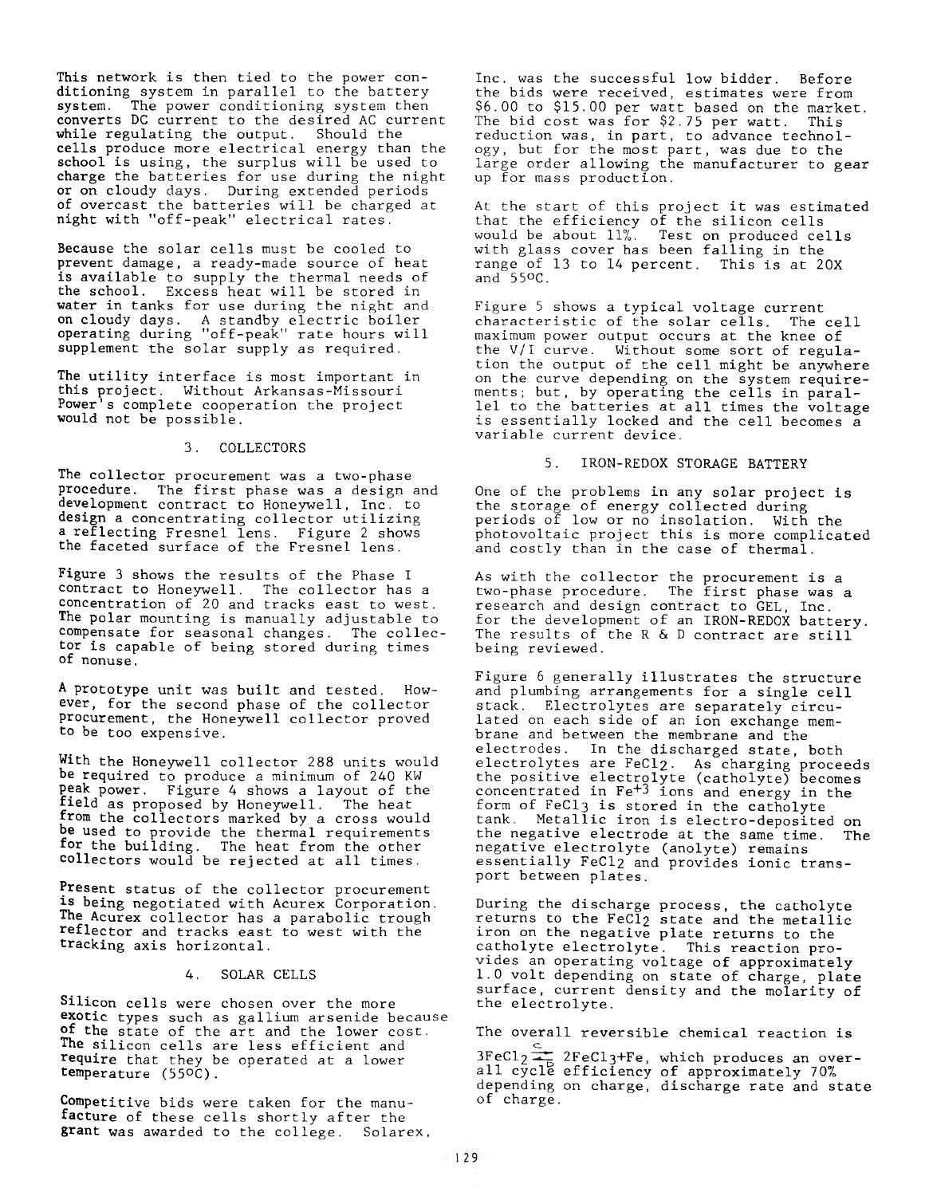This network is then tied to the power conditioning system in parallel to the battery system. The power conditioning system then converts DC current to the desired AC current while regulating the output. Should the cells produce more electrical energy than the school is using, the surplus will be used to charge the batteries for use during the night or on cloudy days. During extended periods of overcast the batteries will be charged at night with "off-peak" electrical rates.

Because the solar cells must be cooled to prevent damage, a ready-made source of heat is available to supply the thermal needs of the school. Excess heat will be stored in water in tanks for use during the night and on cloudy days. A standby electric boiler operating during "off-peak" rate hours will supplement the solar supply as required.

The utility interface is most important in this project. Without Arkansas-Missouri Power's complete cooperation the project would not be possible.

## 3. COLLECTORS

The collector procurement was a two-phase procedure. The first phase was a design and development contract to Honeywell, Inc. to design a concentrating collector utilizing a reflecting Fresnel lens. Figure 2 shows the faceted surface of the Fresnel lens.

Figure 3 shows the results of the Phase I contract to Honeywell. The collector has a concentration of 20 and tracks east to west. The polar mounting is manually adjustable to compensate for seasonal changes. The collector is capable of being stored during times of nonuse.

A prototype unit was built and tested. However, for the second phase of the collector procurement, the Honeywell collector proved to be too expensive.

With the Honeywell collector 288 units would be required to produce a minimum of 240 KW peak power. Figure 4 shows a layout of the field as proposed by Honeywell. The heat from the collectors marked by a cross would be used to provide the thermal requirements for the building. The heat from the other collectors would be rejected at all times.

Present status of the collector procurement is being negotiated with Acurex Corporation. The Acurex collector has a parabolic trough reflector and tracks east to west with the tracking axis horizontal.

## 4. SOLAR CELLS

Silicon cells were chosen over the more exotic types such as gallium arsenide because of the state of the art and the lower cost. The silicon cells are less efficient and require that they be operated at a lower temperature (55°C).

Competitive bids were taken for the manufacture of these cells shortly after the grant was awarded to the college. Solarex, Inc. was the successful low bidder. Before the bids were received, estimates were from $6.00 to $15.00 per watt based on the market. The bid cost was for $2.75 per watt. This reduction was, in part, to advance technology, but for the most part, was due to the large order allowing the manufacturer to gear up for mass production.

At the start of this project it was estimated that the efficiency of the silicon cells would be about 11%. Test on produced cells with glass cover has been falling in the range of 13 to 14 percent. This is at 20X and 55°C.

Figure 5 shows a typical voltage current characteristic of the solar cells. The cell maximum power output occurs at the knee of the V/I curve. Without some sort of regulation the output of the cell might be anywhere on the curve depending on the system requirements; but, by operating the cells in parallel to the batteries at all times the voltage is essentially locked and the cell becomes a variable current device.

## 5. IRON-REDOX STORAGE BATTERY

One of the problems in any solar project is the storage of energy collected during periods of low or no insolation. With the photovoltaic project this is more complicated and costly than in the case of thermal.

As with the collector the procurement is a two-phase procedure. The first phase was a research and design contract to GEL, Inc. for the development of an IRON-REDOX battery. The results of the R & D contract are still being reviewed.

Figure 6 generally illustrates the structure and plumbing arrangements for a single cell stack. Electrolytes are separately circulated on each side of an ion exchange membrane and between the membrane and the electrodes. In the discharged state, both electrolytes are $FeCl_2$. As charging proceeds the positive electrolyte (catholyte) becomes concentrated in $Fe^{+3}$ ions and energy in the form of $FeCl_3$ is stored in the catholyte tank. Metallic iron is electro-deposited on the negative electrode at the same time. The negative electrolyte (anolyte) remains essentially $FeCl_2$ and provides ionic transport between plates.

During the discharge process, the catholyte returns to the $FeCl_2$ state and the metallic iron on the negative plate returns to the catholyte electrolyte. This reaction provides an operating voltage of approximately 1.0 volt depending on state of charge, plate surface, current density and the molarity of the electrolyte.

The overall reversible chemical reaction is

$3FeCl_2 \underset{D}{\overset{C}{\rightleftharpoons}} 2FeCl_3 + Fe$, which produces an overall cycle efficiency of approximately 70% depending on charge, discharge rate and state of charge.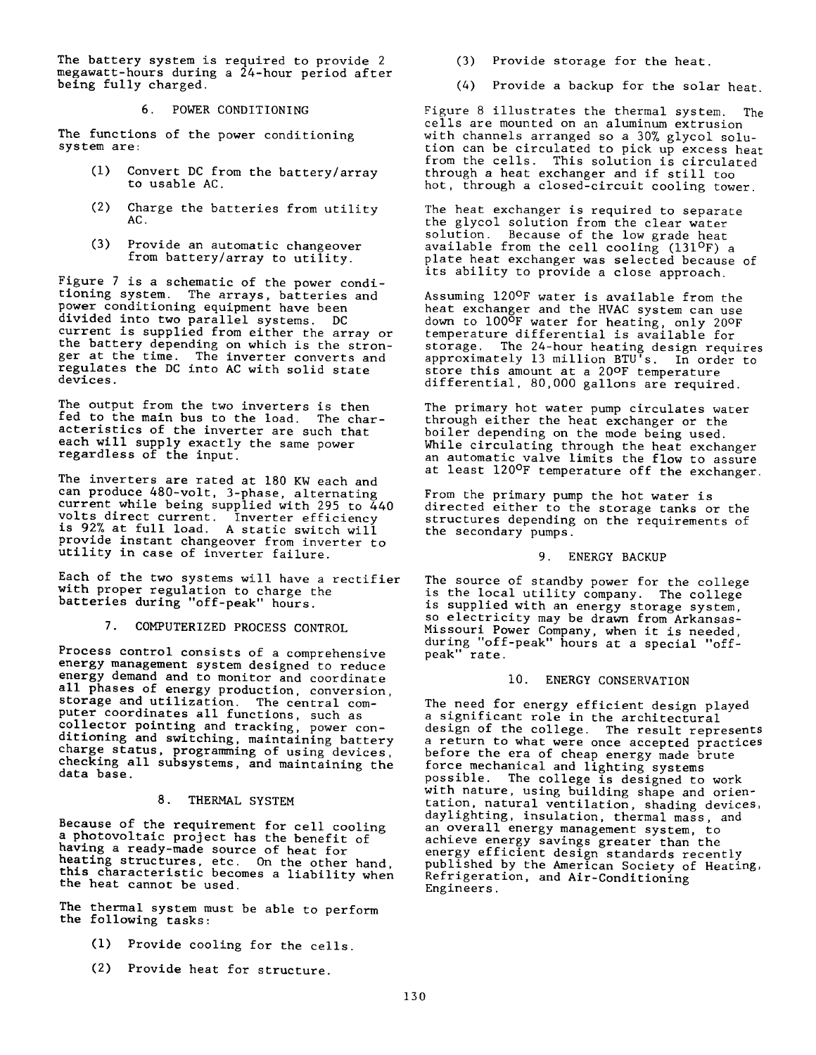The battery system is required to provide 2 megawatt-hours during a 24-hour period after being fully charged.

## 6. POWER CONDITIONING

The functions of the power conditioning system are:

(1) Convert DC from the battery/array to usable AC.

(2) Charge the batteries from utility AC.

(3) Provide an automatic changeover from battery/array to utility.

Figure 7 is a schematic of the power conditioning system. The arrays, batteries and power conditioning equipment have been divided into two parallel systems. DC current is supplied from either the array or the battery depending on which is the stronger at the time. The inverter converts and regulates the DC into AC with solid state devices.

The output from the two inverters is then fed to the main bus to the load. The characteristics of the inverter are such that each will supply exactly the same power regardless of the input.

The inverters are rated at 180 KW each and can produce 480-volt, 3-phase, alternating current while being supplied with 295 to 440 volts direct current. Inverter efficiency is 92% at full load. A static switch will provide instant changeover from inverter to utility in case of inverter failure.

Each of the two systems will have a rectifier with proper regulation to charge the batteries during "off-peak" hours.

## 7. COMPUTERIZED PROCESS CONTROL

Process control consists of a comprehensive energy management system designed to reduce energy demand and to monitor and coordinate all phases of energy production, conversion, storage and utilization. The central computer coordinates all functions, such as collector pointing and tracking, power conditioning and switching, maintaining battery charge status, programming of using devices, checking all subsystems, and maintaining the data base.

## 8. THERMAL SYSTEM

Because of the requirement for cell cooling a photovoltaic project has the benefit of having a ready-made source of heat for heating structures, etc. On the other hand, this characteristic becomes a liability when the heat cannot be used.

The thermal system must be able to perform the following tasks:

(1) Provide cooling for the cells.

(2) Provide heat for structure.

(3) Provide storage for the heat.

(4) Provide a backup for the solar heat.

Figure 8 illustrates the thermal system. The cells are mounted on an aluminum extrusion with channels arranged so a 30% glycol solution can be circulated to pick up excess heat from the cells. This solution is circulated through a heat exchanger and if still too hot, through a closed-circuit cooling tower.

The heat exchanger is required to separate the glycol solution from the clear water solution. Because of the low grade heat available from the cell cooling (131°F) a plate heat exchanger was selected because of its ability to provide a close approach.

Assuming 120°F water is available from the heat exchanger and the HVAC system can use down to 100°F water for heating, only 20°F temperature differential is available for storage. The 24-hour heating design requires approximately 13 million BTU's. In order to store this amount at a 20°F temperature differential, 80,000 gallons are required.

The primary hot water pump circulates water through either the heat exchanger or the boiler depending on the mode being used. While circulating through the heat exchanger an automatic valve limits the flow to assure at least 120°F temperature off the exchanger.

From the primary pump the hot water is directed either to the storage tanks or the structures depending on the requirements of the secondary pumps.

## 9. ENERGY BACKUP

The source of standby power for the college is the local utility company. The college is supplied with an energy storage system, so electricity may be drawn from Arkansas-Missouri Power Company, when it is needed, during "off-peak" hours at a special "off-peak" rate.

## 10. ENERGY CONSERVATION

The need for energy efficient design played a significant role in the architectural design of the college. The result represents a return to what were once accepted practices before the era of cheap energy made brute force mechanical and lighting systems possible. The college is designed to work with nature, using building shape and orientation, natural ventilation, shading devices, daylighting, insulation, thermal mass, and an overall energy management system, to achieve energy savings greater than the energy efficient design standards recently published by the American Society of Heating, Refrigeration, and Air-Conditioning Engineers.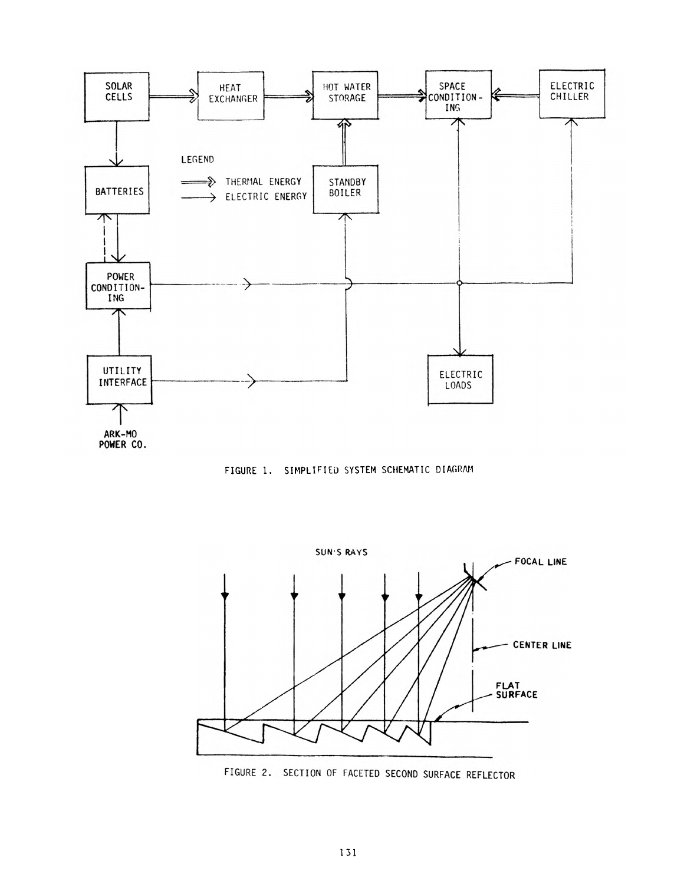FIGURE 1. SIMPLIFIED SYSTEM SCHEMATIC DIAGRAM

FIGURE 2. SECTION OF FACETED SECOND SURFACE REFLECTOR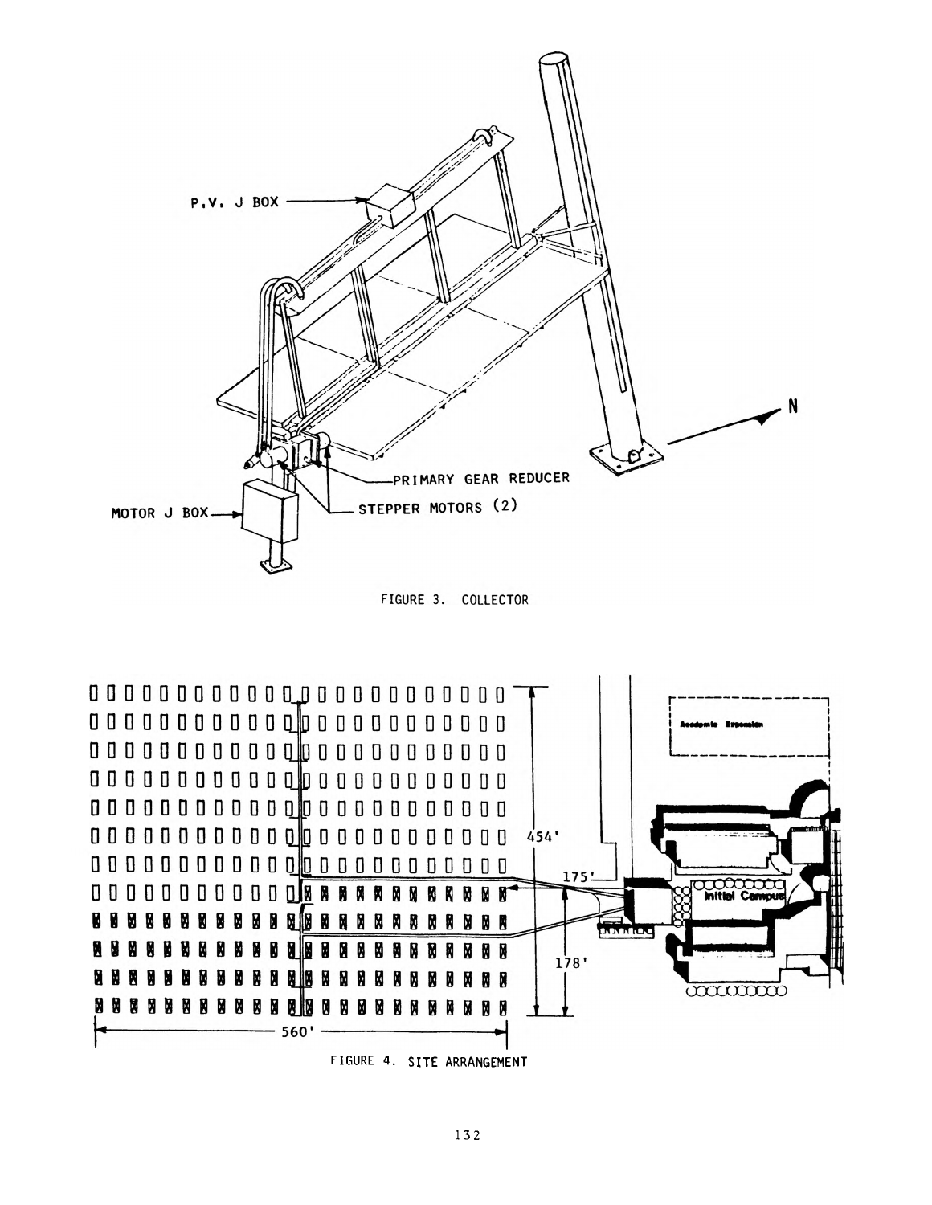FIGURE 3. COLLECTOR

FIGURE 4. SITE ARRANGEMENT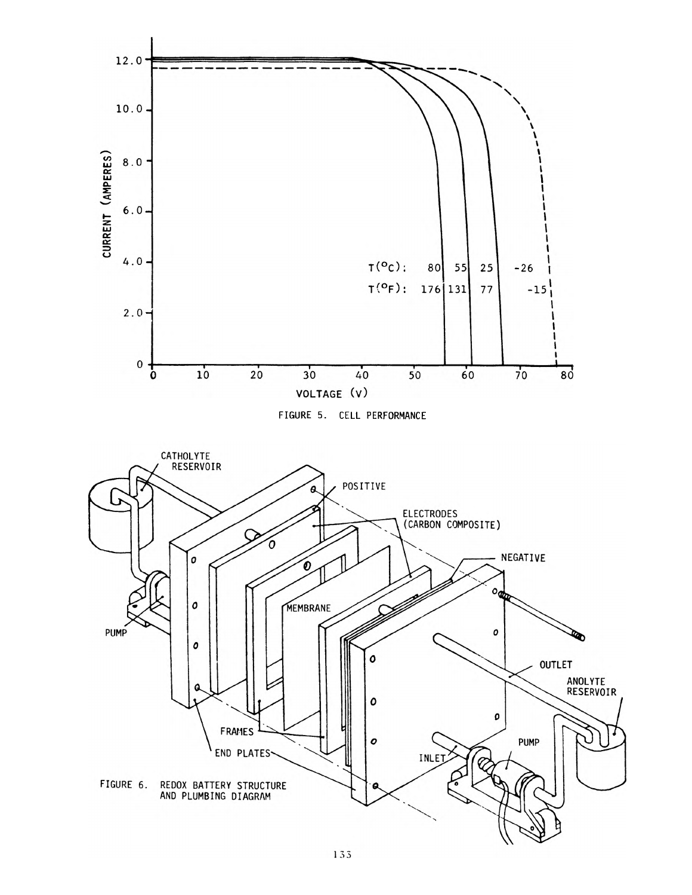FIGURE 5. CELL PERFORMANCE

FIGURE 6. REDOX BATTERY STRUCTURE AND PLUMBING DIAGRAM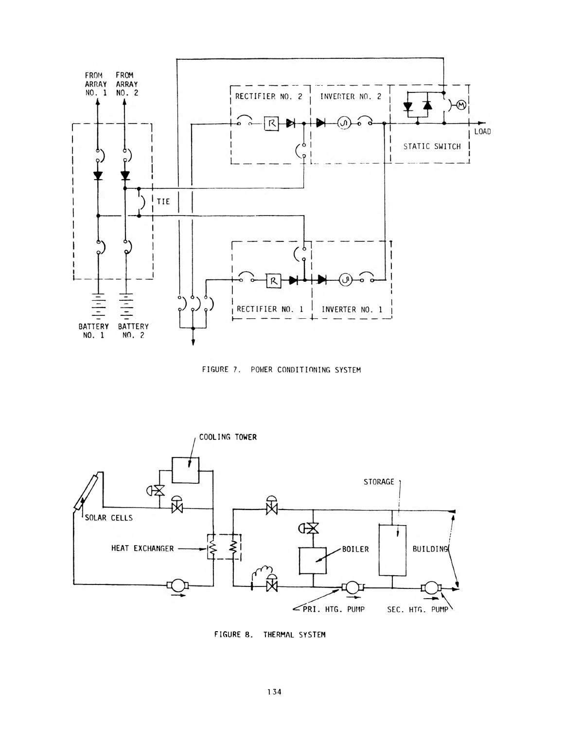FIGURE 7. POWER CONDITIONING SYSTEM

FIGURE 8. THERMAL SYSTEM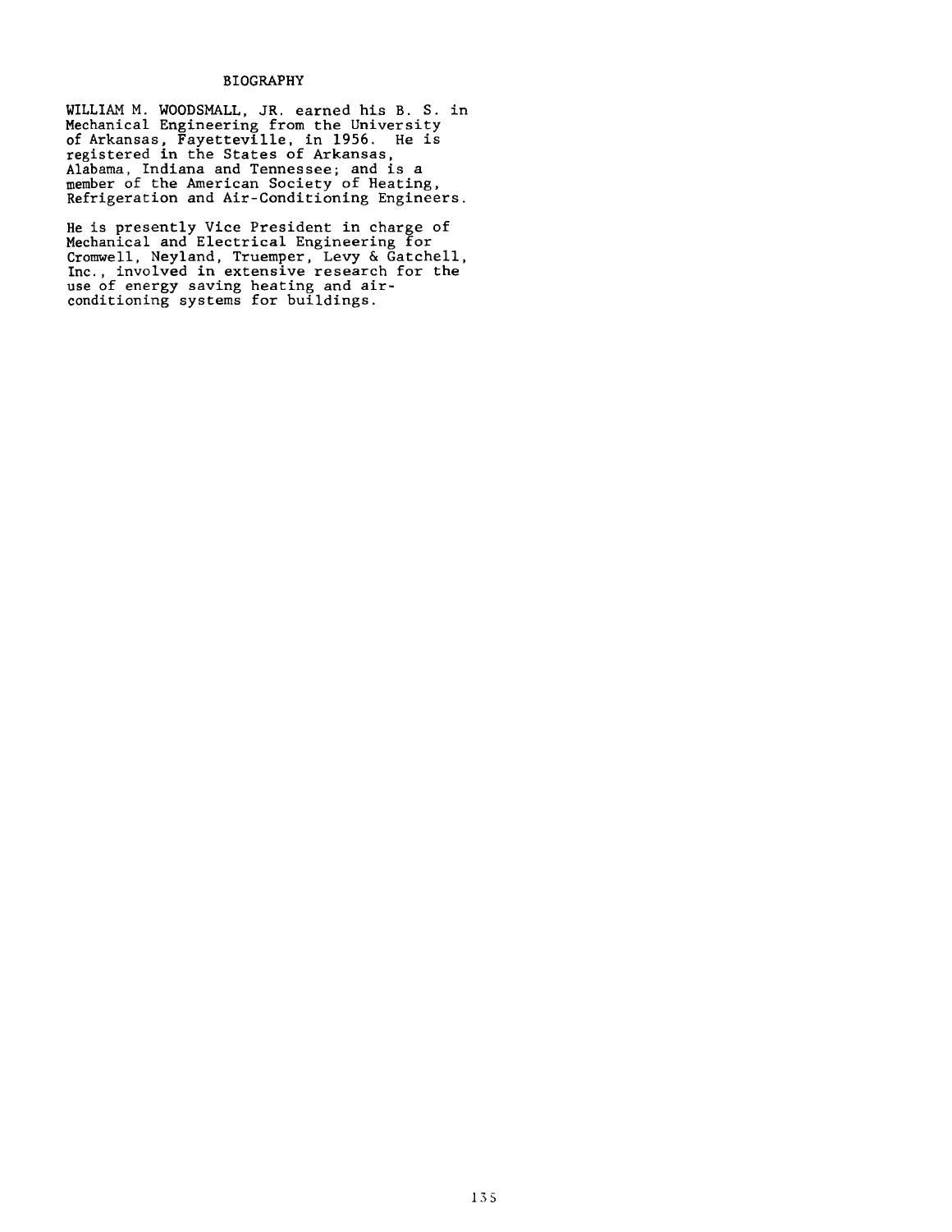## BIOGRAPHY

WILLIAM M. WOODSMALL, JR. earned his B. S. in Mechanical Engineering from the University of Arkansas, Fayetteville, in 1956. He is registered in the States of Arkansas, Alabama, Indiana and Tennessee; and is a member of the American Society of Heating, Refrigeration and Air-Conditioning Engineers.

He is presently Vice President in charge of Mechanical and Electrical Engineering for Cromwell, Neyland, Truemper, Levy & Gatchell, Inc., involved in extensive research for the use of energy saving heating and air-conditioning systems for buildings.